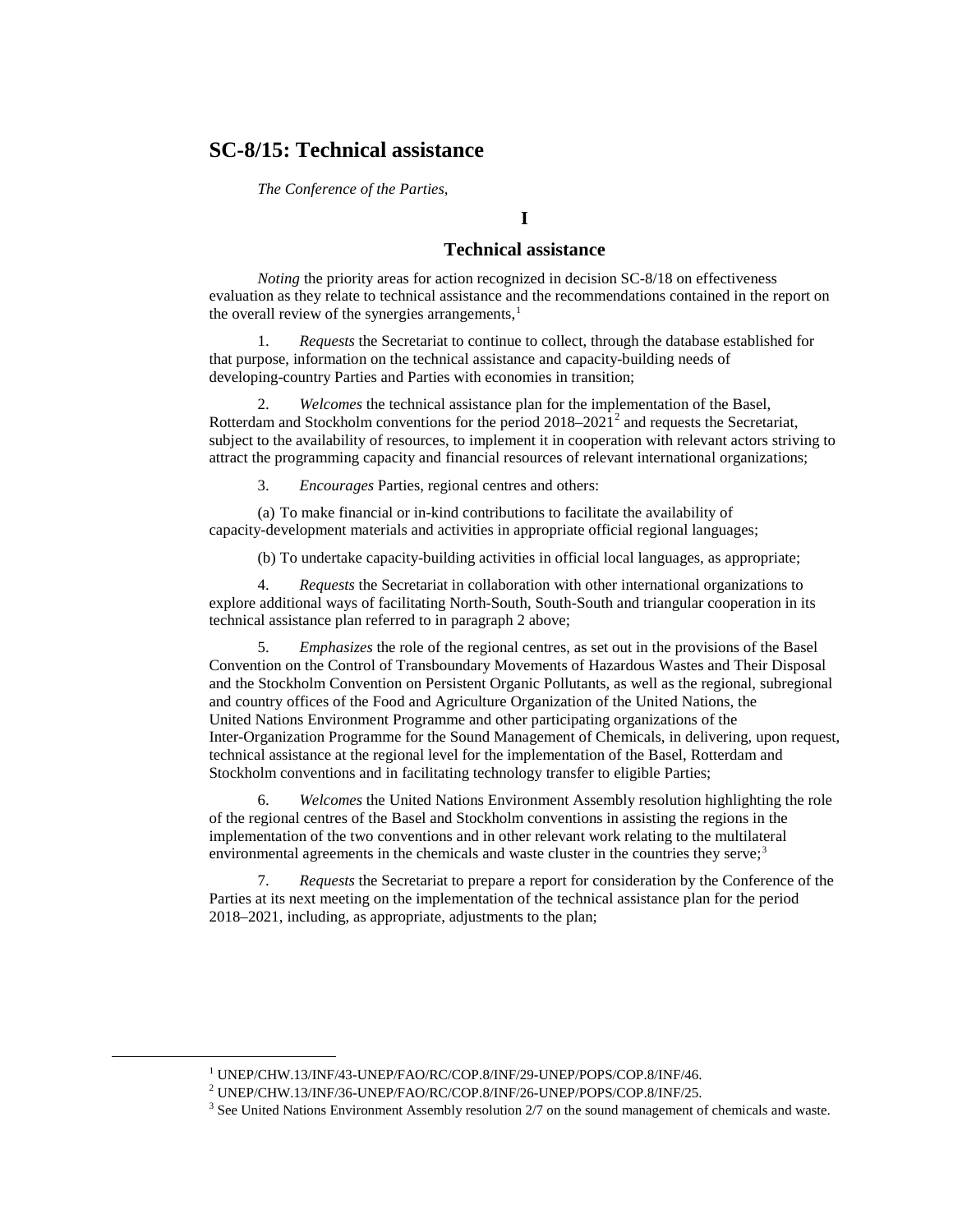# SC-8/15: Technical assistance

*The Conference of the Parties,*

## I

## Technical assistance

*Noting* the priority areas for action recognized in decision SC-8/18 on effectiveness evaluation as they relate to technical assistance and the recommendations contained in the report on the overall review of the synergies arrangements,[1]

1. *Requests* the Secretariat to continue to collect, through the database established for that purpose, information on the technical assistance and capacity-building needs of developing-country Parties and Parties with economies in transition;

2. *Welcomes* the technical assistance plan for the implementation of the Basel, Rotterdam and Stockholm conventions for the period 2018–2021[2] and requests the Secretariat, subject to the availability of resources, to implement it in cooperation with relevant actors striving to attract the programming capacity and financial resources of relevant international organizations;

3. *Encourages* Parties, regional centres and others:

(a) To make financial or in-kind contributions to facilitate the availability of capacity-development materials and activities in appropriate official regional languages;

(b) To undertake capacity-building activities in official local languages, as appropriate;

4. *Requests* the Secretariat in collaboration with other international organizations to explore additional ways of facilitating North-South, South-South and triangular cooperation in its technical assistance plan referred to in paragraph 2 above;

5. *Emphasizes* the role of the regional centres, as set out in the provisions of the Basel Convention on the Control of Transboundary Movements of Hazardous Wastes and Their Disposal and the Stockholm Convention on Persistent Organic Pollutants, as well as the regional, subregional and country offices of the Food and Agriculture Organization of the United Nations, the United Nations Environment Programme and other participating organizations of the Inter-Organization Programme for the Sound Management of Chemicals, in delivering, upon request, technical assistance at the regional level for the implementation of the Basel, Rotterdam and Stockholm conventions and in facilitating technology transfer to eligible Parties;

6. *Welcomes* the United Nations Environment Assembly resolution highlighting the role of the regional centres of the Basel and Stockholm conventions in assisting the regions in the implementation of the two conventions and in other relevant work relating to the multilateral environmental agreements in the chemicals and waste cluster in the countries they serve;[3]

7. *Requests* the Secretariat to prepare a report for consideration by the Conference of the Parties at its next meeting on the implementation of the technical assistance plan for the period 2018–2021, including, as appropriate, adjustments to the plan;

---

[1] UNEP/CHW.13/INF/43-UNEP/FAO/RC/COP.8/INF/29-UNEP/POPS/COP.8/INF/46.

[2] UNEP/CHW.13/INF/36-UNEP/FAO/RC/COP.8/INF/26-UNEP/POPS/COP.8/INF/25.

[3] See United Nations Environment Assembly resolution 2/7 on the sound management of chemicals and waste.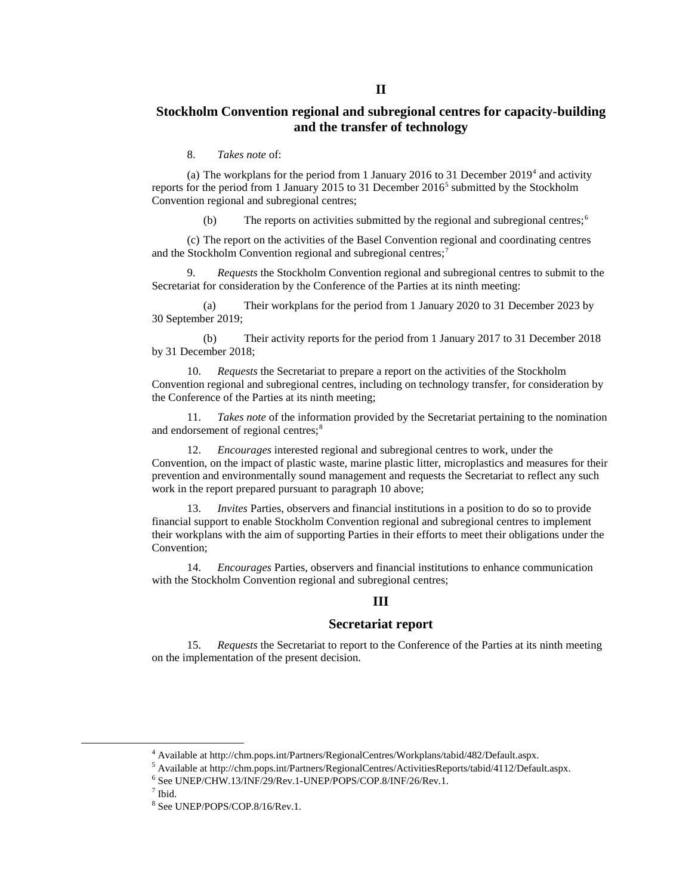## II

## Stockholm Convention regional and subregional centres for capacity-building and the transfer of technology

8. *Takes note* of:

(a) The workplans for the period from 1 January 2016 to 31 December 2019[4] and activity reports for the period from 1 January 2015 to 31 December 2016[5] submitted by the Stockholm Convention regional and subregional centres;

(b) The reports on activities submitted by the regional and subregional centres;[6]

(c) The report on the activities of the Basel Convention regional and coordinating centres and the Stockholm Convention regional and subregional centres;[7]

9. *Requests* the Stockholm Convention regional and subregional centres to submit to the Secretariat for consideration by the Conference of the Parties at its ninth meeting:

(a) Their workplans for the period from 1 January 2020 to 31 December 2023 by 30 September 2019;

(b) Their activity reports for the period from 1 January 2017 to 31 December 2018 by 31 December 2018;

10. *Requests* the Secretariat to prepare a report on the activities of the Stockholm Convention regional and subregional centres, including on technology transfer, for consideration by the Conference of the Parties at its ninth meeting;

11. *Takes note* of the information provided by the Secretariat pertaining to the nomination and endorsement of regional centres;[8]

12. *Encourages* interested regional and subregional centres to work, under the Convention, on the impact of plastic waste, marine plastic litter, microplastics and measures for their prevention and environmentally sound management and requests the Secretariat to reflect any such work in the report prepared pursuant to paragraph 10 above;

13. *Invites* Parties, observers and financial institutions in a position to do so to provide financial support to enable Stockholm Convention regional and subregional centres to implement their workplans with the aim of supporting Parties in their efforts to meet their obligations under the Convention;

14. *Encourages* Parties, observers and financial institutions to enhance communication with the Stockholm Convention regional and subregional centres;

## III

## Secretariat report

15. *Requests* the Secretariat to report to the Conference of the Parties at its ninth meeting on the implementation of the present decision.

---

[4] Available at http://chm.pops.int/Partners/RegionalCentres/Workplans/tabid/482/Default.aspx.

[5] Available at http://chm.pops.int/Partners/RegionalCentres/ActivitiesReports/tabid/4112/Default.aspx.

[6] See UNEP/CHW.13/INF/29/Rev.1-UNEP/POPS/COP.8/INF/26/Rev.1.

[7] Ibid.

[8] See UNEP/POPS/COP.8/16/Rev.1.